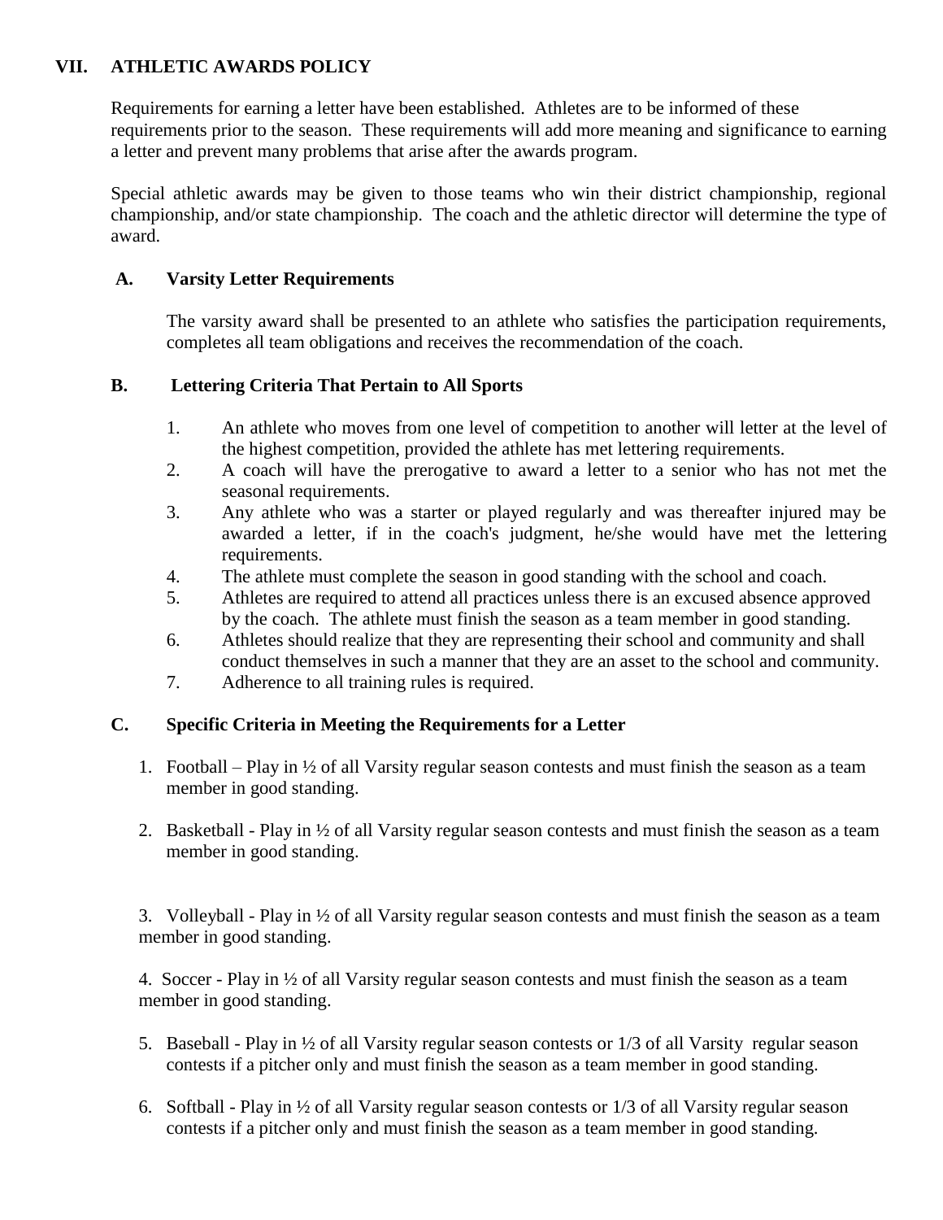## VII. ATHLETIC AWARDS POLICY

Requirements for earning a letter have been established. Athletes are to be informed of these requirements prior to the season. These requirements will add more meaning and significance to earning a letter and prevent many problems that arise after the awards program.

Special athletic awards may be given to those teams who win their district championship, regional championship, and/or state championship. The coach and the athletic director will determine the type of award.

### A. Varsity Letter Requirements

The varsity award shall be presented to an athlete who satisfies the participation requirements, completes all team obligations and receives the recommendation of the coach.

### B. Lettering Criteria That Pertain to All Sports

1. An athlete who moves from one level of competition to another will letter at the level of the highest competition, provided the athlete has met lettering requirements.
2. A coach will have the prerogative to award a letter to a senior who has not met the seasonal requirements.
3. Any athlete who was a starter or played regularly and was thereafter injured may be awarded a letter, if in the coach's judgment, he/she would have met the lettering requirements.
4. The athlete must complete the season in good standing with the school and coach.
5. Athletes are required to attend all practices unless there is an excused absence approved by the coach. The athlete must finish the season as a team member in good standing.
6. Athletes should realize that they are representing their school and community and shall conduct themselves in such a manner that they are an asset to the school and community.
7. Adherence to all training rules is required.

### C. Specific Criteria in Meeting the Requirements for a Letter

1. Football – Play in ½ of all Varsity regular season contests and must finish the season as a team member in good standing.

2. Basketball - Play in ½ of all Varsity regular season contests and must finish the season as a team member in good standing.

3. Volleyball - Play in ½ of all Varsity regular season contests and must finish the season as a team member in good standing.

4. Soccer - Play in ½ of all Varsity regular season contests and must finish the season as a team member in good standing.

5. Baseball - Play in ½ of all Varsity regular season contests or 1/3 of all Varsity regular season contests if a pitcher only and must finish the season as a team member in good standing.

6. Softball - Play in ½ of all Varsity regular season contests or 1/3 of all Varsity regular season contests if a pitcher only and must finish the season as a team member in good standing.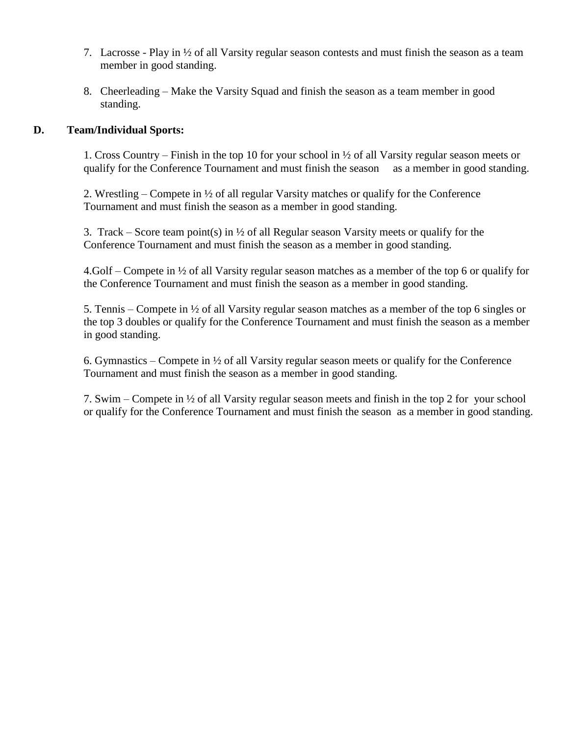7. Lacrosse - Play in ½ of all Varsity regular season contests and must finish the season as a team member in good standing.

8. Cheerleading – Make the Varsity Squad and finish the season as a team member in good standing.

**D. Team/Individual Sports:**

1. Cross Country – Finish in the top 10 for your school in ½ of all Varsity regular season meets or qualify for the Conference Tournament and must finish the season as a member in good standing.

2. Wrestling – Compete in ½ of all regular Varsity matches or qualify for the Conference Tournament and must finish the season as a member in good standing.

3. Track – Score team point(s) in ½ of all Regular season Varsity meets or qualify for the Conference Tournament and must finish the season as a member in good standing.

4. Golf – Compete in ½ of all Varsity regular season matches as a member of the top 6 or qualify for the Conference Tournament and must finish the season as a member in good standing.

5. Tennis – Compete in ½ of all Varsity regular season matches as a member of the top 6 singles or the top 3 doubles or qualify for the Conference Tournament and must finish the season as a member in good standing.

6. Gymnastics – Compete in ½ of all Varsity regular season meets or qualify for the Conference Tournament and must finish the season as a member in good standing.

7. Swim – Compete in ½ of all Varsity regular season meets and finish in the top 2 for your school or qualify for the Conference Tournament and must finish the season as a member in good standing.